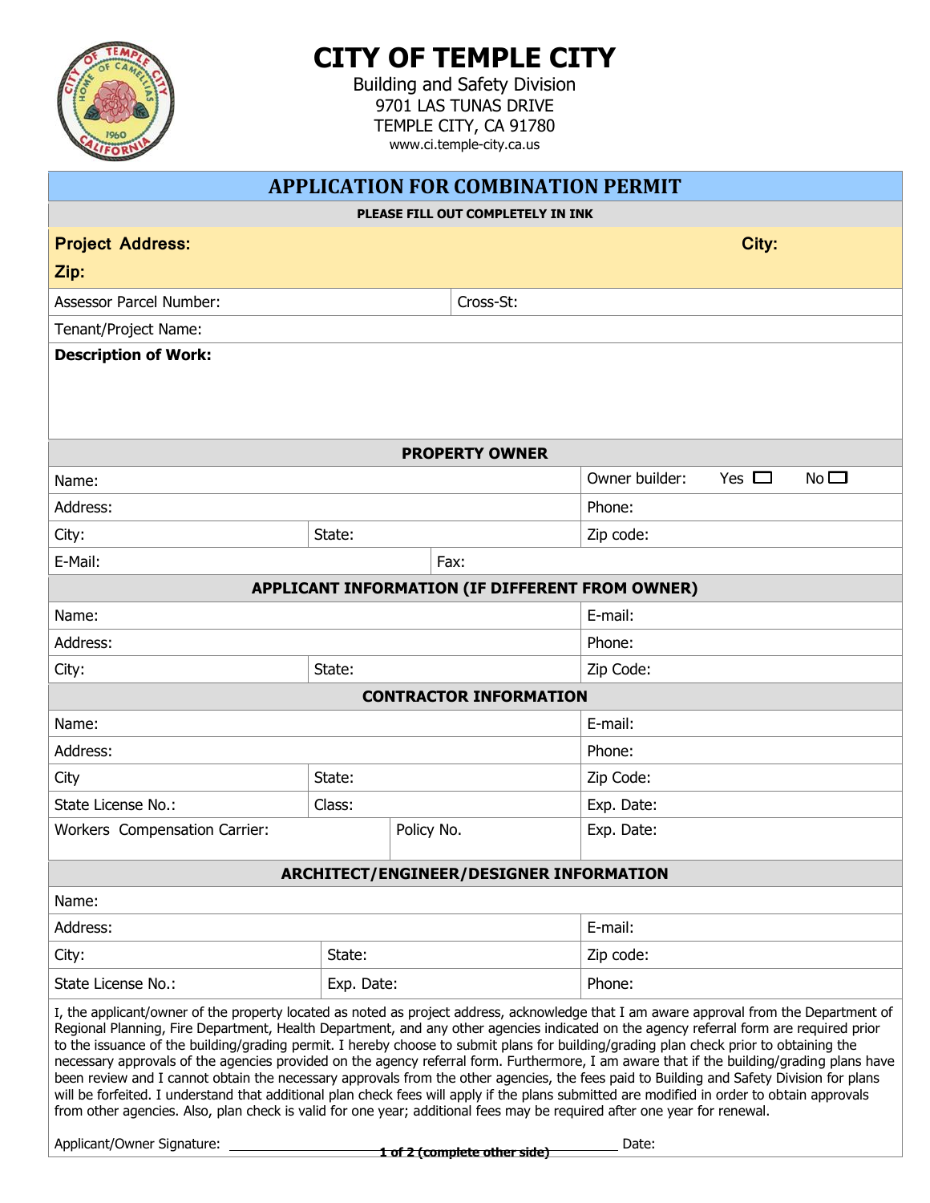# CITY OF TEMPLE CITY

Building and Safety Division
9701 LAS TUNAS DRIVE
TEMPLE CITY, CA 91780
www.ci.temple-city.ca.us

## APPLICATION FOR COMBINATION PERMIT

**PLEASE FILL OUT COMPLETELY IN INK**

**Project Address:** **City:**
**Zip:**

| Assessor Parcel Number: | Cross-St: |
|---|---|

Tenant/Project Name:

**Description of Work:**

### PROPERTY OWNER

| | | |
|---|---|---|
| Name: | | Owner builder: Yes ☐ No ☐ |
| Address: | | Phone: |
| City: | State: | Zip code: |
| E-Mail: | Fax: | |

### APPLICANT INFORMATION (IF DIFFERENT FROM OWNER)

| | | |
|---|---|---|
| Name: | | E-mail: |
| Address: | | Phone: |
| City: | State: | Zip Code: |

### CONTRACTOR INFORMATION

| | | |
|---|---|---|
| Name: | | E-mail: |
| Address: | | Phone: |
| City | State: | Zip Code: |
| State License No.: | Class: | Exp. Date: |
| Workers Compensation Carrier: | Policy No. | Exp. Date: |

### ARCHITECT/ENGINEER/DESIGNER INFORMATION

| | | |
|---|---|---|
| Name: | | |
| Address: | | E-mail: |
| City: | State: | Zip code: |
| State License No.: | Exp. Date: | Phone: |

I, the applicant/owner of the property located as noted as project address, acknowledge that I am aware approval from the Department of Regional Planning, Fire Department, Health Department, and any other agencies indicated on the agency referral form are required prior to the issuance of the building/grading permit. I hereby choose to submit plans for building/grading plan check prior to obtaining the necessary approvals of the agencies provided on the agency referral form. Furthermore, I am aware that if the building/grading plans have been review and I cannot obtain the necessary approvals from the other agencies, the fees paid to Building and Safety Division for plans will be forfeited. I understand that additional plan check fees will apply if the plans submitted are modified in order to obtain approvals from other agencies. Also, plan check is valid for one year; additional fees may be required after one year for renewal.

Applicant/Owner Signature: ______________________________ Date:

(complete other side)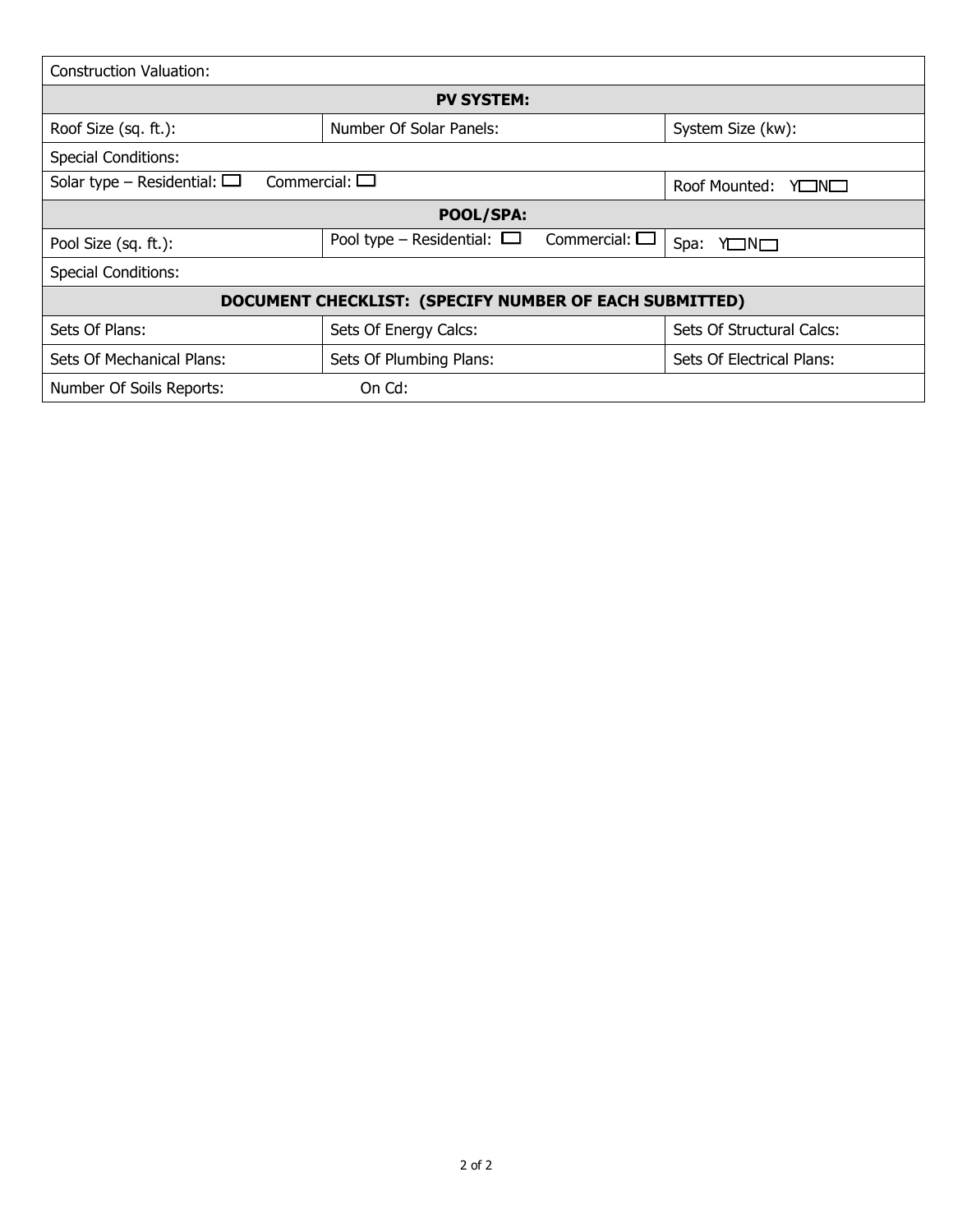| | | |
|---|---|---|
| Construction Valuation: | | |
| **PV SYSTEM:** | | |
| Roof Size (sq. ft.): | Number Of Solar Panels: | System Size (kw): |
| Special Conditions: | | |
| Solar type – Residential: ☐ Commercial: ☐ | | Roof Mounted: Y☐N☐ |
| **POOL/SPA:** | | |
| Pool Size (sq. ft.): | Pool type – Residential: ☐ Commercial: ☐ | Spa: Y☐N☐ |
| Special Conditions: | | |
| **DOCUMENT CHECKLIST: (SPECIFY NUMBER OF EACH SUBMITTED)** | | |
| Sets Of Plans: | Sets Of Energy Calcs: | Sets Of Structural Calcs: |
| Sets Of Mechanical Plans: | Sets Of Plumbing Plans: | Sets Of Electrical Plans: |
| Number Of Soils Reports: | On Cd: | |